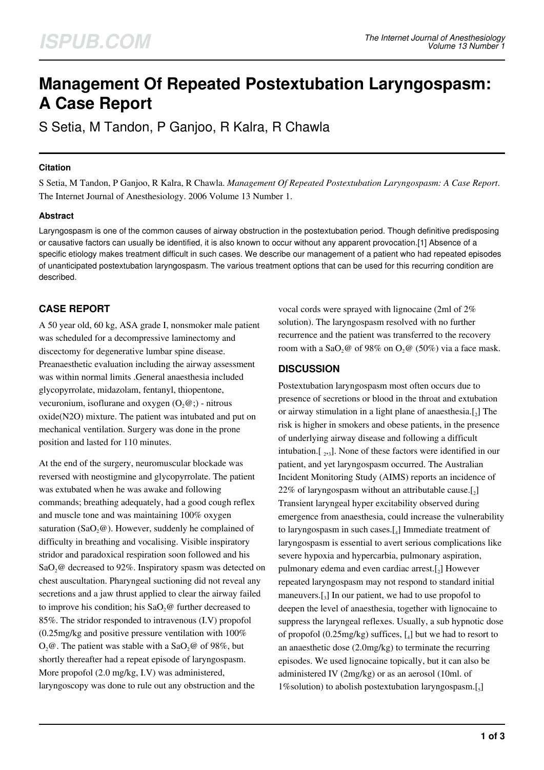# Management Of Repeated Postextubation Laryngospasm: A Case Report

S Setia, M Tandon, P Ganjoo, R Kalra, R Chawla

### Citation

S Setia, M Tandon, P Ganjoo, R Kalra, R Chawla. *Management Of Repeated Postextubation Laryngospasm: A Case Report*. The Internet Journal of Anesthesiology. 2006 Volume 13 Number 1.

### Abstract

Laryngospasm is one of the common causes of airway obstruction in the postextubation period. Though definitive predisposing or causative factors can usually be identified, it is also known to occur without any apparent provocation.[1] Absence of a specific etiology makes treatment difficult in such cases. We describe our management of a patient who had repeated episodes of unanticipated postextubation laryngospasm. The various treatment options that can be used for this recurring condition are described.

## CASE REPORT

A 50 year old, 60 kg, ASA grade I, nonsmoker male patient was scheduled for a decompressive laminectomy and discectomy for degenerative lumbar spine disease. Preanaesthetic evaluation including the airway assessment was within normal limits .General anaesthesia included glycopyrrolate, midazolam, fentanyl, thiopentone, vecuronium, isoflurane and oxygen ($O_2$@;) - nitrous oxide(N2O) mixture. The patient was intubated and put on mechanical ventilation. Surgery was done in the prone position and lasted for 110 minutes.

At the end of the surgery, neuromuscular blockade was reversed with neostigmine and glycopyrrolate. The patient was extubated when he was awake and following commands; breathing adequately, had a good cough reflex and muscle tone and was maintaining 100% oxygen saturation ($SaO_2$@). However, suddenly he complained of difficulty in breathing and vocalising. Visible inspiratory stridor and paradoxical respiration soon followed and his $SaO_2$@ decreased to 92%. Inspiratory spasm was detected on chest auscultation. Pharyngeal suctioning did not reveal any secretions and a jaw thrust applied to clear the airway failed to improve his condition; his $SaO_2$@ further decreased to 85%. The stridor responded to intravenous (I.V) propofol (0.25mg/kg and positive pressure ventilation with 100% $O_2$@. The patient was stable with a $SaO_2$@ of 98%, but shortly thereafter had a repeat episode of laryngospasm. More propofol (2.0 mg/kg, I.V) was administered, laryngoscopy was done to rule out any obstruction and the vocal cords were sprayed with lignocaine (2ml of 2% solution). The laryngospasm resolved with no further recurrence and the patient was transferred to the recovery room with a $SaO_2$@ of 98% on $O_2$@ (50%) via a face mask.

## DISCUSSION

Postextubation laryngospasm most often occurs due to presence of secretions or blood in the throat and extubation or airway stimulation in a light plane of anaesthesia.[2] The risk is higher in smokers and obese patients, in the presence of underlying airway disease and following a difficult intubation.[2,3]. None of these factors were identified in our patient, and yet laryngospasm occurred. The Australian Incident Monitoring Study (AIMS) reports an incidence of 22% of laryngospasm without an attributable cause.[2] Transient laryngeal hyper excitability observed during emergence from anaesthesia, could increase the vulnerability to laryngospasm in such cases.[4] Immediate treatment of laryngospasm is essential to avert serious complications like severe hypoxia and hypercarbia, pulmonary aspiration, pulmonary edema and even cardiac arrest.[2] However repeated laryngospasm may not respond to standard initial maneuvers.[3] In our patient, we had to use propofol to deepen the level of anaesthesia, together with lignocaine to suppress the laryngeal reflexes. Usually, a sub hypnotic dose of propofol (0.25mg/kg) suffices, [4] but we had to resort to an anaesthetic dose (2.0mg/kg) to terminate the recurring episodes. We used lignocaine topically, but it can also be administered IV (2mg/kg) or as an aerosol (10ml. of 1%solution) to abolish postextubation laryngospasm.[5]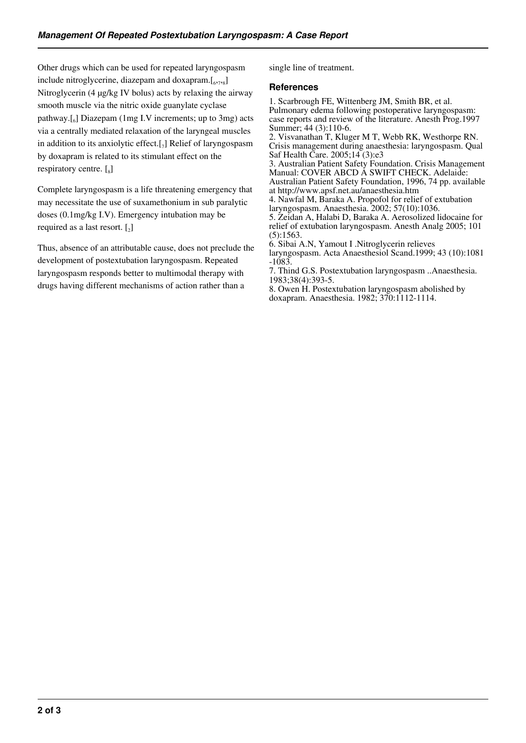Other drugs which can be used for repeated laryngospasm include nitroglycerine, diazepam and doxapram.[6,7,8] Nitroglycerin (4 µg/kg IV bolus) acts by relaxing the airway smooth muscle via the nitric oxide guanylate cyclase pathway.[6] Diazepam (1mg I.V increments; up to 3mg) acts via a centrally mediated relaxation of the laryngeal muscles in addition to its anxiolytic effect.[7] Relief of laryngospasm by doxapram is related to its stimulant effect on the respiratory centre. [8]

Complete laryngospasm is a life threatening emergency that may necessitate the use of suxamethonium in sub paralytic doses (0.1mg/kg I.V). Emergency intubation may be required as a last resort. [2]

Thus, absence of an attributable cause, does not preclude the development of postextubation laryngospasm. Repeated laryngospasm responds better to multimodal therapy with drugs having different mechanisms of action rather than a single line of treatment.

### References

1. Scarbrough FE, Wittenberg JM, Smith BR, et al. Pulmonary edema following postoperative laryngospasm: case reports and review of the literature. Anesth Prog.1997 Summer; 44 (3):110-6.
2. Visvanathan T, Kluger M T, Webb RK, Westhorpe RN. Crisis management during anaesthesia: laryngospasm. Qual Saf Health Care. 2005;14 (3):e3
3. Australian Patient Safety Foundation. Crisis Management Manual: COVER ABCD A SWIFT CHECK. Adelaide: Australian Patient Safety Foundation, 1996, 74 pp. available at http://www.apsf.net.au/anaesthesia.htm
4. Nawfal M, Baraka A. Propofol for relief of extubation laryngospasm. Anaesthesia. 2002; 57(10):1036.
5. Zeidan A, Halabi D, Baraka A. Aerosolized lidocaine for relief of extubation laryngospasm. Anesth Analg 2005; 101 (5):1563.
6. Sibai A.N, Yamout I .Nitroglycerin relieves laryngospasm. Acta Anaesthesiol Scand.1999; 43 (10):1081 -1083.
7. Thind G.S. Postextubation laryngospasm ..Anaesthesia. 1983;38(4):393-5.
8. Owen H. Postextubation laryngospasm abolished by doxapram. Anaesthesia. 1982; 370:1112-1114.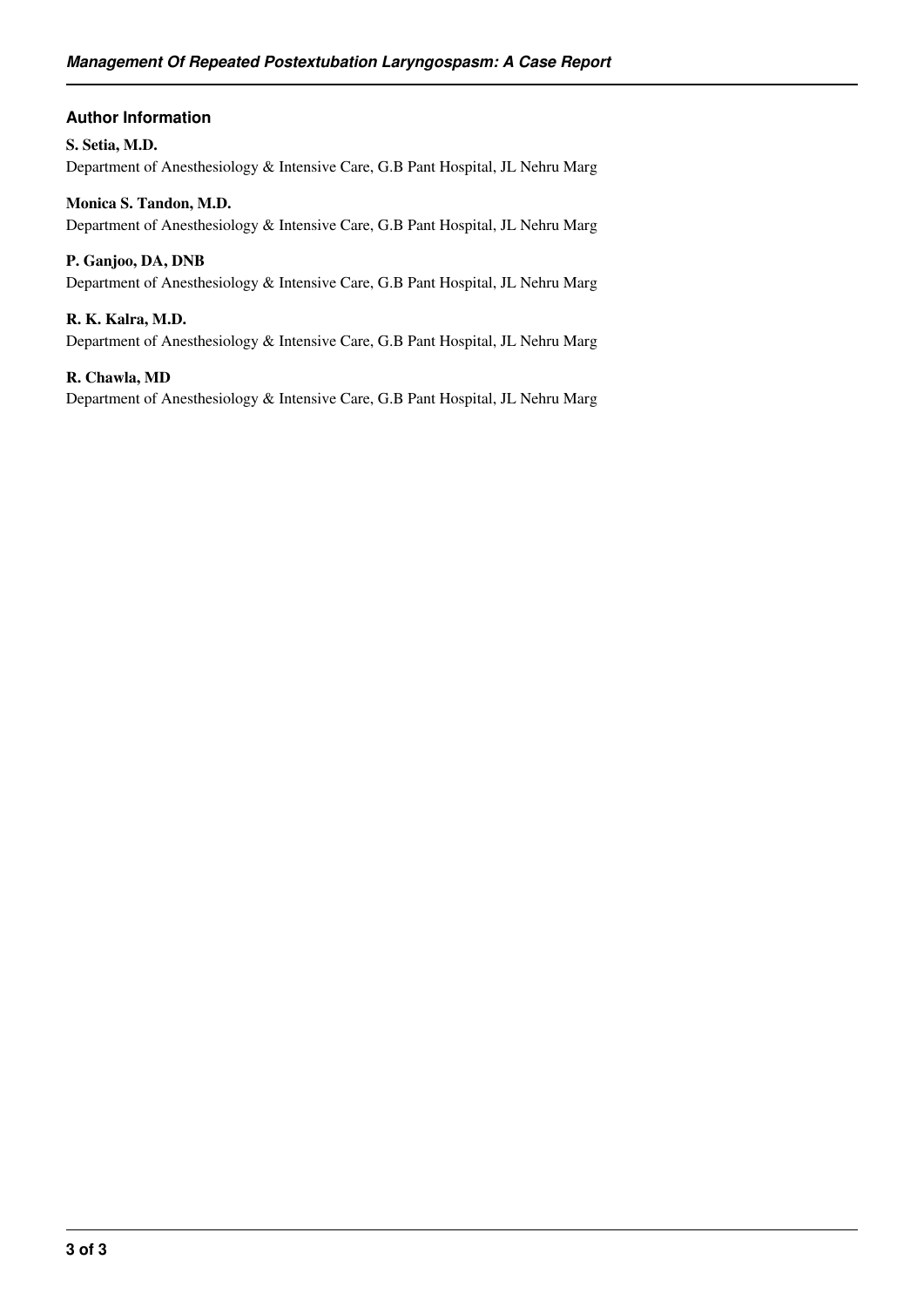## Author Information

**S. Setia, M.D.**
Department of Anesthesiology & Intensive Care, G.B Pant Hospital, JL Nehru Marg

**Monica S. Tandon, M.D.**
Department of Anesthesiology & Intensive Care, G.B Pant Hospital, JL Nehru Marg

**P. Ganjoo, DA, DNB**
Department of Anesthesiology & Intensive Care, G.B Pant Hospital, JL Nehru Marg

**R. K. Kalra, M.D.**
Department of Anesthesiology & Intensive Care, G.B Pant Hospital, JL Nehru Marg

**R. Chawla, MD**
Department of Anesthesiology & Intensive Care, G.B Pant Hospital, JL Nehru Marg